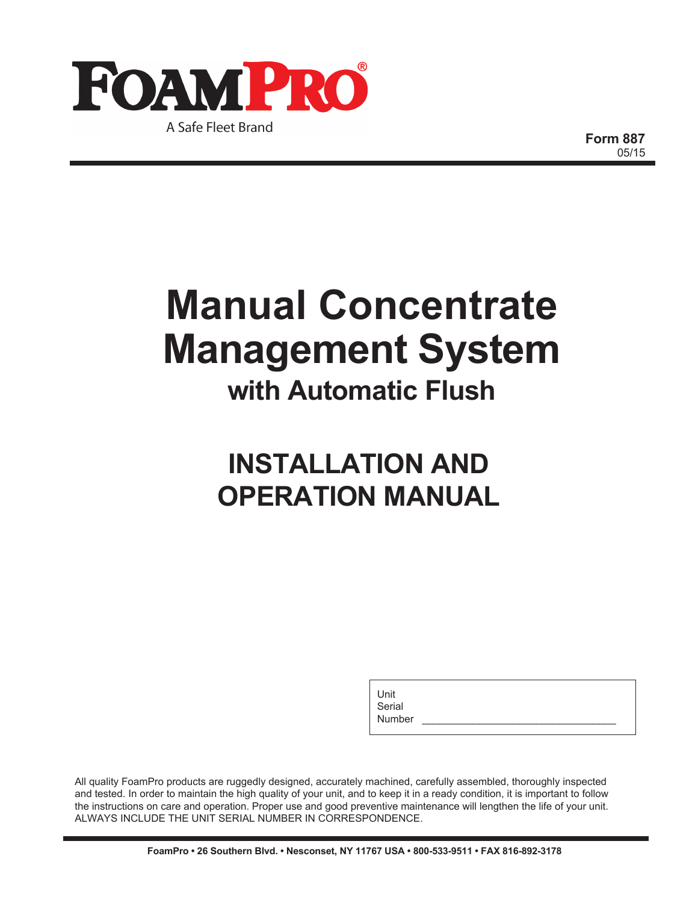FOAMPRO®

A Safe Fleet Brand

**Form 887**
05/15

# Manual Concentrate Management System

## with Automatic Flush

# INSTALLATION AND OPERATION MANUAL

Unit
Serial
Number ______________________________

All quality FoamPro products are ruggedly designed, accurately machined, carefully assembled, thoroughly inspected and tested. In order to maintain the high quality of your unit, and to keep it in a ready condition, it is important to follow the instructions on care and operation. Proper use and good preventive maintenance will lengthen the life of your unit. ALWAYS INCLUDE THE UNIT SERIAL NUMBER IN CORRESPONDENCE.

**FoamPro • 26 Southern Blvd. • Nesconset, NY 11767 USA • 800-533-9511 • FAX 816-892-3178**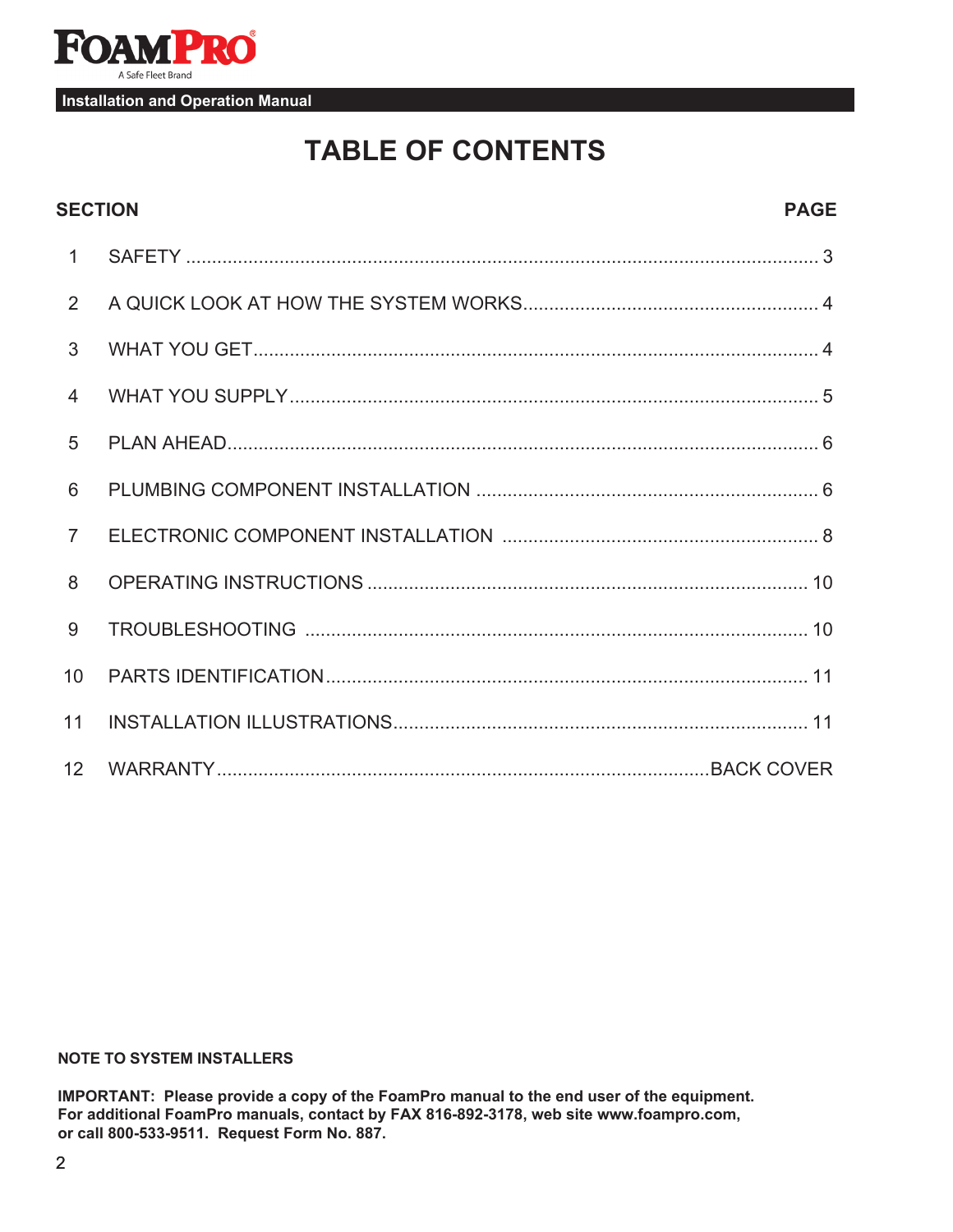# TABLE OF CONTENTS

| SECTION | | PAGE |
|---|---|---|
| 1 | SAFETY | 3 |
| 2 | A QUICK LOOK AT HOW THE SYSTEM WORKS | 4 |
| 3 | WHAT YOU GET | 4 |
| 4 | WHAT YOU SUPPLY | 5 |
| 5 | PLAN AHEAD | 6 |
| 6 | PLUMBING COMPONENT INSTALLATION | 6 |
| 7 | ELECTRONIC COMPONENT INSTALLATION | 8 |
| 8 | OPERATING INSTRUCTIONS | 10 |
| 9 | TROUBLESHOOTING | 10 |
| 10 | PARTS IDENTIFICATION | 11 |
| 11 | INSTALLATION ILLUSTRATIONS | 11 |
| 12 | WARRANTY | BACK COVER |

**NOTE TO SYSTEM INSTALLERS**

**IMPORTANT: Please provide a copy of the FoamPro manual to the end user of the equipment. For additional FoamPro manuals, contact by FAX 816-892-3178, web site www.foampro.com, or call 800-533-9511. Request Form No. 887.**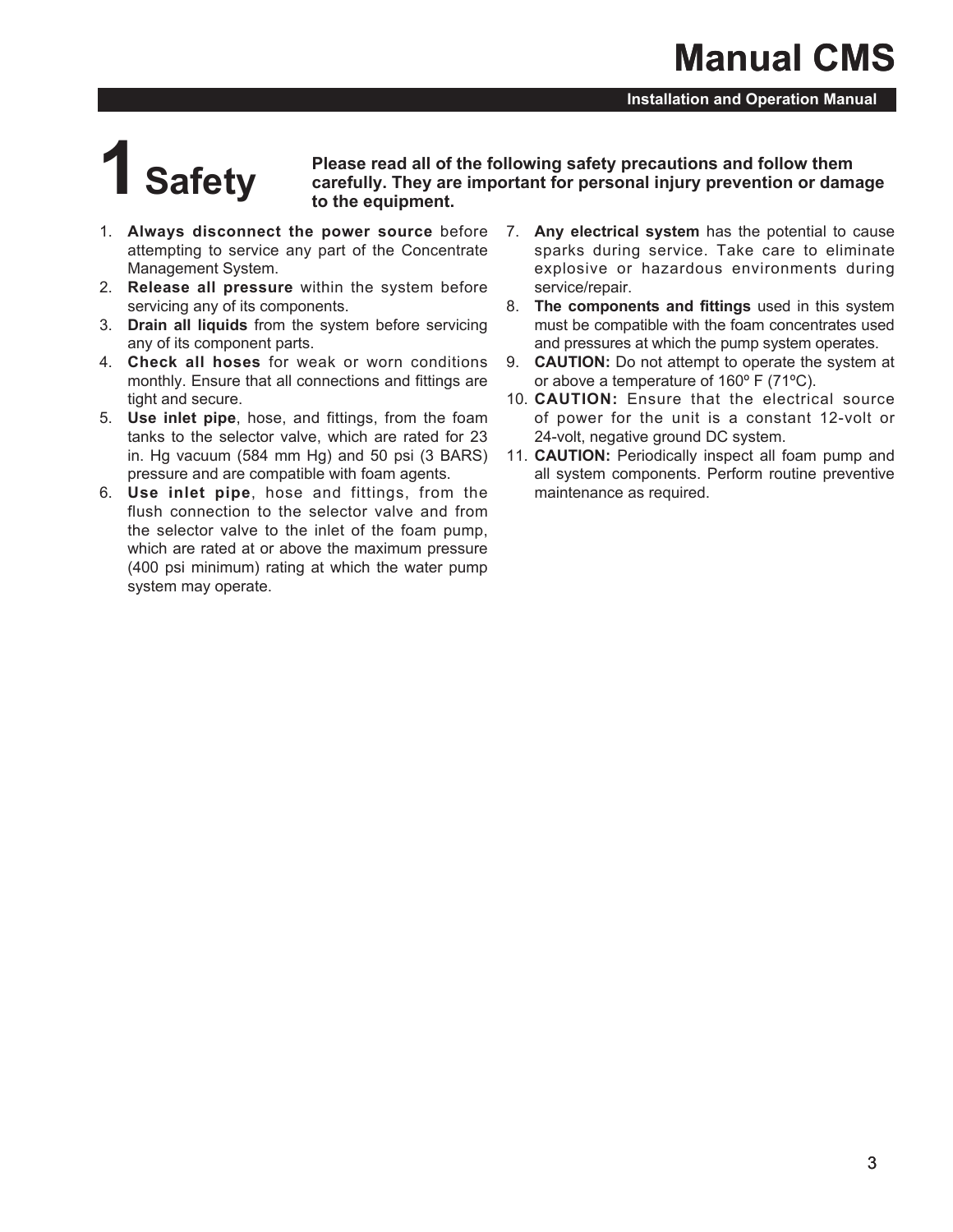# 1 Safety

**Please read all of the following safety precautions and follow them carefully. They are important for personal injury prevention or damage to the equipment.**

1. **Always disconnect the power source** before attempting to service any part of the Concentrate Management System.
2. **Release all pressure** within the system before servicing any of its components.
3. **Drain all liquids** from the system before servicing any of its component parts.
4. **Check all hoses** for weak or worn conditions monthly. Ensure that all connections and fittings are tight and secure.
5. **Use inlet pipe**, hose, and fittings, from the foam tanks to the selector valve, which are rated for 23 in. Hg vacuum (584 mm Hg) and 50 psi (3 BARS) pressure and are compatible with foam agents.
6. **Use inlet pipe**, hose and fittings, from the flush connection to the selector valve and from the selector valve to the inlet of the foam pump, which are rated at or above the maximum pressure (400 psi minimum) rating at which the water pump system may operate.
7. **Any electrical system** has the potential to cause sparks during service. Take care to eliminate explosive or hazardous environments during service/repair.
8. **The components and fittings** used in this system must be compatible with the foam concentrates used and pressures at which the pump system operates.
9. **CAUTION:** Do not attempt to operate the system at or above a temperature of 160º F (71ºC).
10. **CAUTION:** Ensure that the electrical source of power for the unit is a constant 12-volt or 24-volt, negative ground DC system.
11. **CAUTION:** Periodically inspect all foam pump and all system components. Perform routine preventive maintenance as required.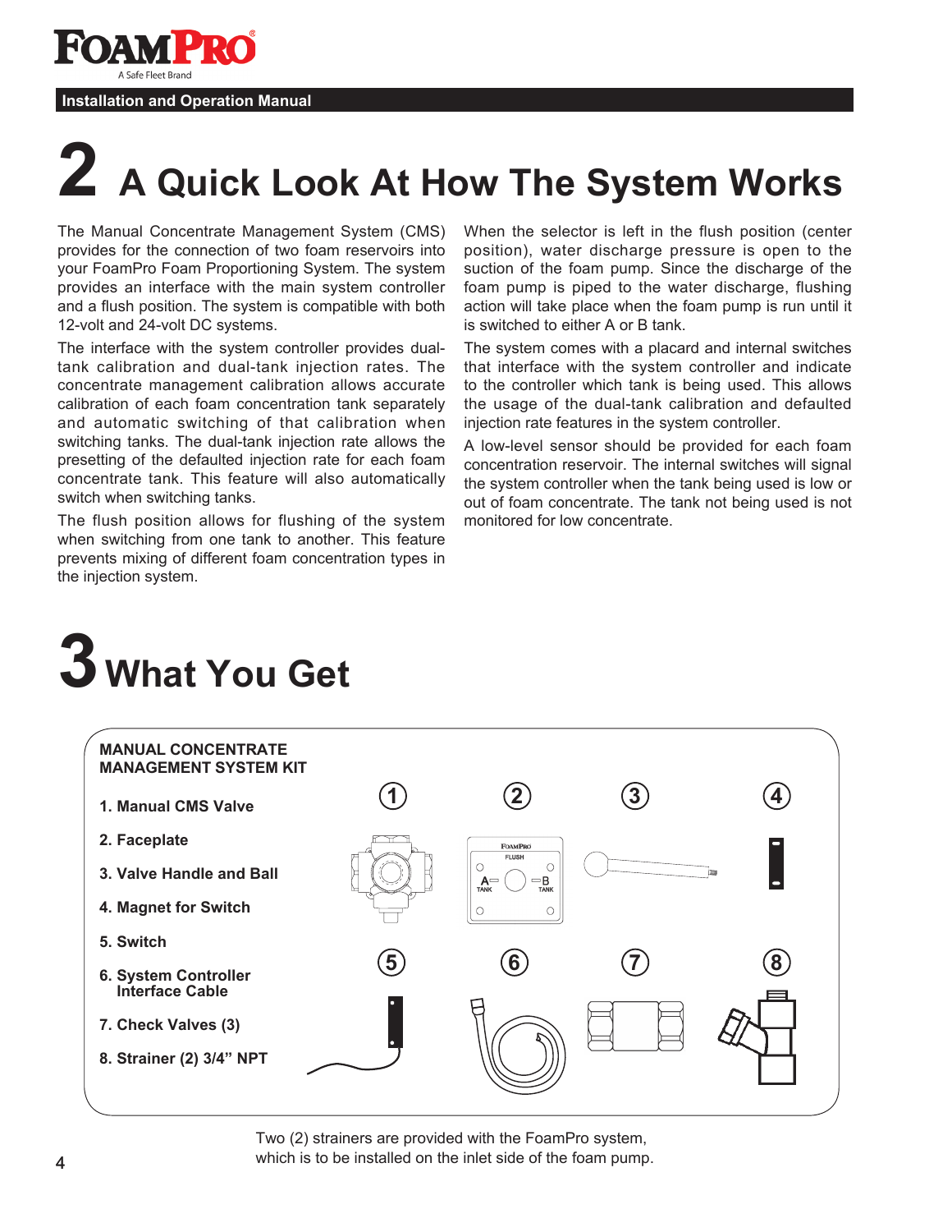# 2 A Quick Look At How The System Works

The Manual Concentrate Management System (CMS) provides for the connection of two foam reservoirs into your FoamPro Foam Proportioning System. The system provides an interface with the main system controller and a flush position. The system is compatible with both 12-volt and 24-volt DC systems.

The interface with the system controller provides dual-tank calibration and dual-tank injection rates. The concentrate management calibration allows accurate calibration of each foam concentration tank separately and automatic switching of that calibration when switching tanks. The dual-tank injection rate allows the presetting of the defaulted injection rate for each foam concentrate tank. This feature will also automatically switch when switching tanks.

The flush position allows for flushing of the system when switching from one tank to another. This feature prevents mixing of different foam concentration types in the injection system.

When the selector is left in the flush position (center position), water discharge pressure is open to the suction of the foam pump. Since the discharge of the foam pump is piped to the water discharge, flushing action will take place when the foam pump is run until it is switched to either A or B tank.

The system comes with a placard and internal switches that interface with the system controller and indicate to the controller which tank is being used. This allows the usage of the dual-tank calibration and defaulted injection rate features in the system controller.

A low-level sensor should be provided for each foam concentration reservoir. The internal switches will signal the system controller when the tank being used is low or out of foam concentrate. The tank not being used is not monitored for low concentrate.

# 3 What You Get

**MANUAL CONCENTRATE MANAGEMENT SYSTEM KIT**

1. **Manual CMS Valve**
2. **Faceplate**
3. **Valve Handle and Ball**
4. **Magnet for Switch**
5. **Switch**
6. **System Controller Interface Cable**
7. **Check Valves (3)**
8. **Strainer (2) 3/4" NPT**

Two (2) strainers are provided with the FoamPro system, which is to be installed on the inlet side of the foam pump.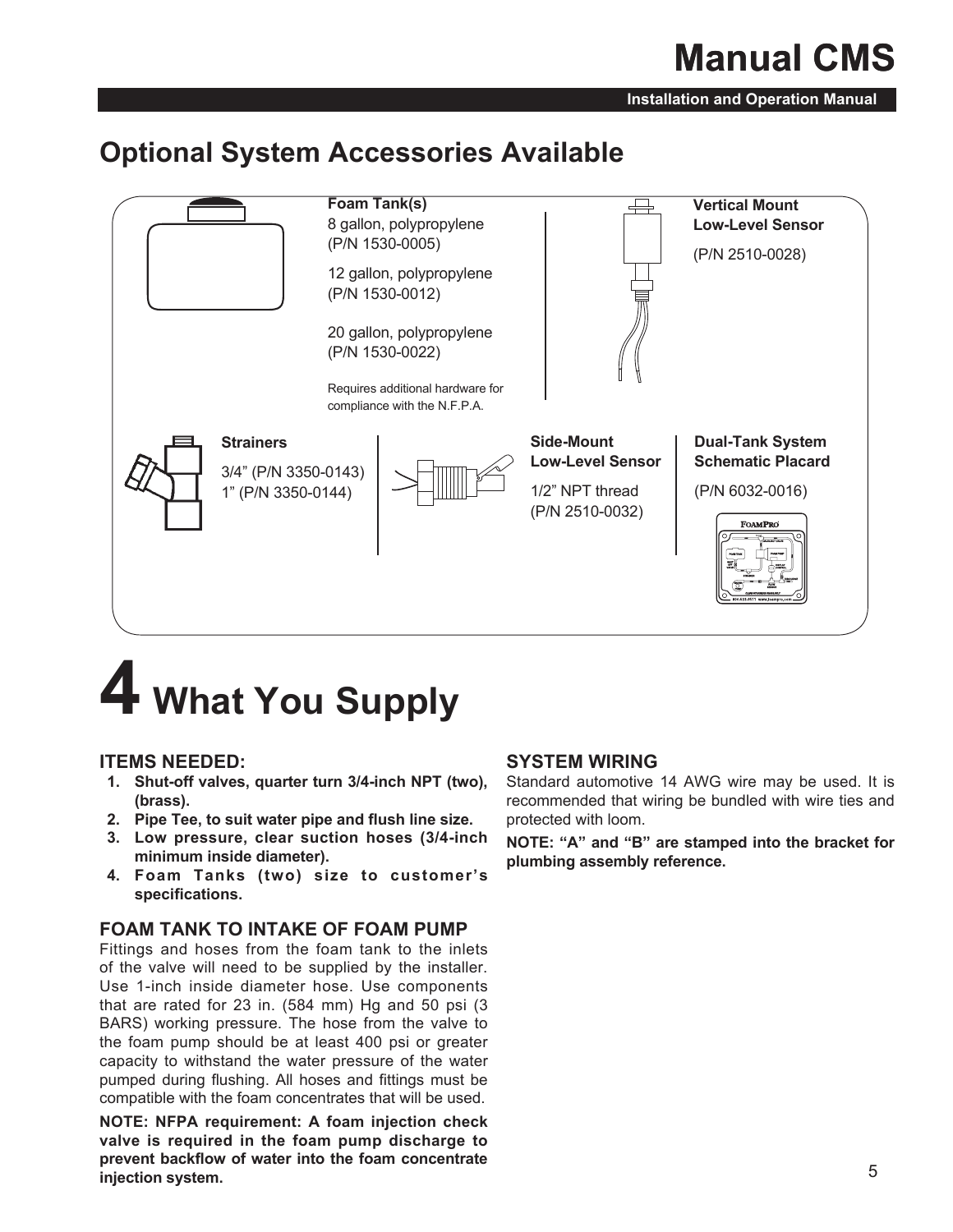## Optional System Accessories Available

**Foam Tank(s)**

8 gallon, polypropylene (P/N 1530-0005)

12 gallon, polypropylene (P/N 1530-0012)

20 gallon, polypropylene (P/N 1530-0022)

Requires additional hardware for compliance with the N.F.P.A.

**Vertical Mount Low-Level Sensor**

(P/N 2510-0028)

**Strainers**

3/4” (P/N 3350-0143)
1” (P/N 3350-0144)

**Side-Mount Low-Level Sensor**

1/2” NPT thread (P/N 2510-0032)

**Dual-Tank System Schematic Placard**

(P/N 6032-0016)

# 4 What You Supply

### ITEMS NEEDED:

1. **Shut-off valves, quarter turn 3/4-inch NPT (two), (brass).**
2. **Pipe Tee, to suit water pipe and flush line size.**
3. **Low pressure, clear suction hoses (3/4-inch minimum inside diameter).**
4. **Foam Tanks (two) size to customer’s specifications.**

### FOAM TANK TO INTAKE OF FOAM PUMP

Fittings and hoses from the foam tank to the inlets of the valve will need to be supplied by the installer. Use 1-inch inside diameter hose. Use components that are rated for 23 in. (584 mm) Hg and 50 psi (3 BARS) working pressure. The hose from the valve to the foam pump should be at least 400 psi or greater capacity to withstand the water pressure of the water pumped during flushing. All hoses and fittings must be compatible with the foam concentrates that will be used.

**NOTE: NFPA requirement: A foam injection check valve is required in the foam pump discharge to prevent backflow of water into the foam concentrate injection system.**

### SYSTEM WIRING

Standard automotive 14 AWG wire may be used. It is recommended that wiring be bundled with wire ties and protected with loom.

**NOTE: “A” and “B” are stamped into the bracket for plumbing assembly reference.**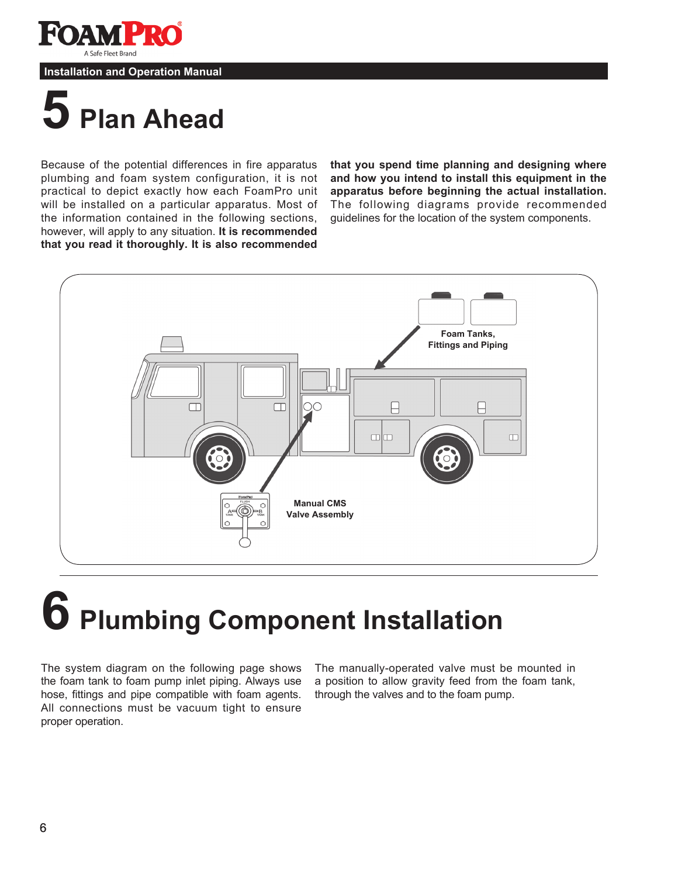# 5 Plan Ahead

Because of the potential differences in fire apparatus plumbing and foam system configuration, it is not practical to depict exactly how each FoamPro unit will be installed on a particular apparatus. Most of the information contained in the following sections, however, will apply to any situation. **It is recommended that you read it thoroughly. It is also recommended that you spend time planning and designing where and how you intend to install this equipment in the apparatus before beginning the actual installation.** The following diagrams provide recommended guidelines for the location of the system components.

Foam Tanks, Fittings and Piping

Manual CMS Valve Assembly

# 6 Plumbing Component Installation

The system diagram on the following page shows the foam tank to foam pump inlet piping. Always use hose, fittings and pipe compatible with foam agents. All connections must be vacuum tight to ensure proper operation.

The manually-operated valve must be mounted in a position to allow gravity feed from the foam tank, through the valves and to the foam pump.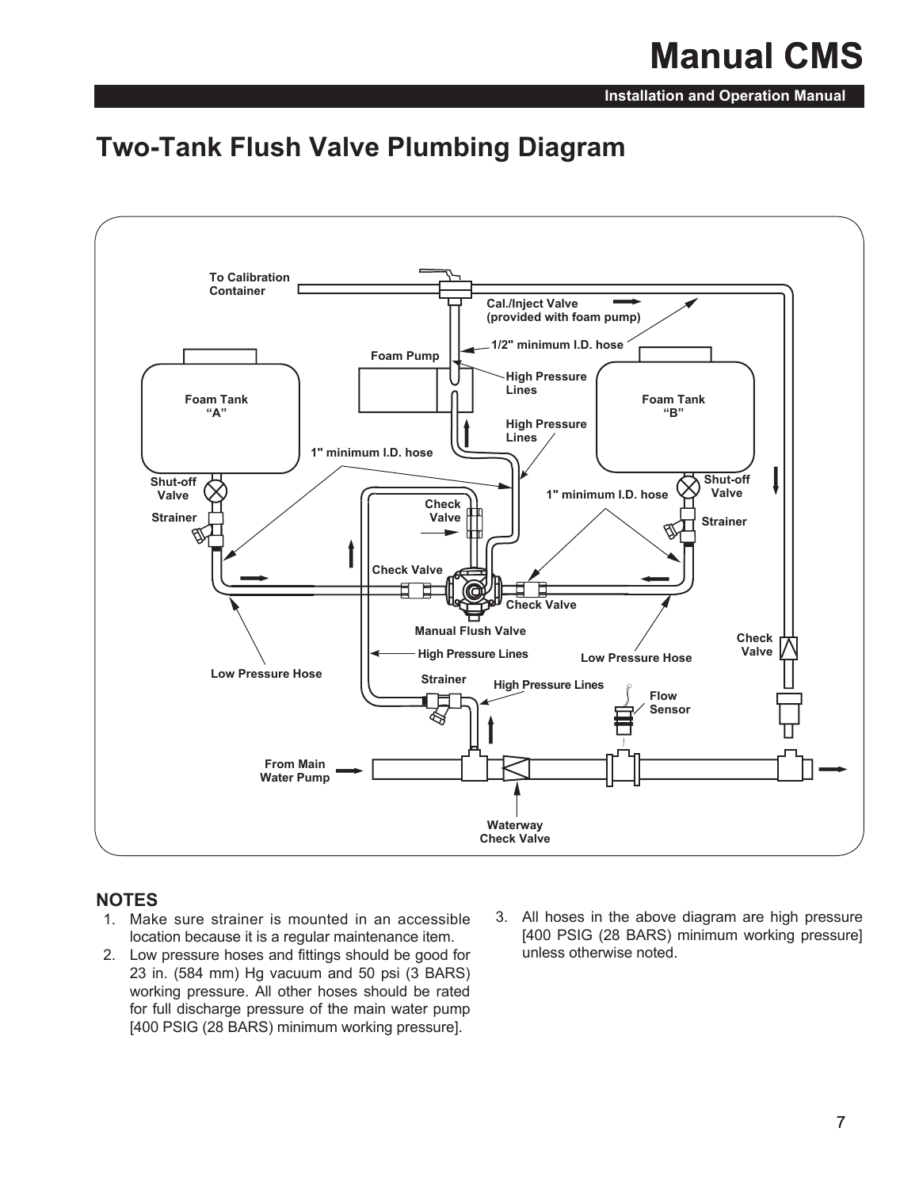## Two-Tank Flush Valve Plumbing Diagram

### NOTES

1. Make sure strainer is mounted in an accessible location because it is a regular maintenance item.
2. Low pressure hoses and fittings should be good for 23 in. (584 mm) Hg vacuum and 50 psi (3 BARS) working pressure. All other hoses should be rated for full discharge pressure of the main water pump [400 PSIG (28 BARS) minimum working pressure].
3. All hoses in the above diagram are high pressure [400 PSIG (28 BARS) minimum working pressure] unless otherwise noted.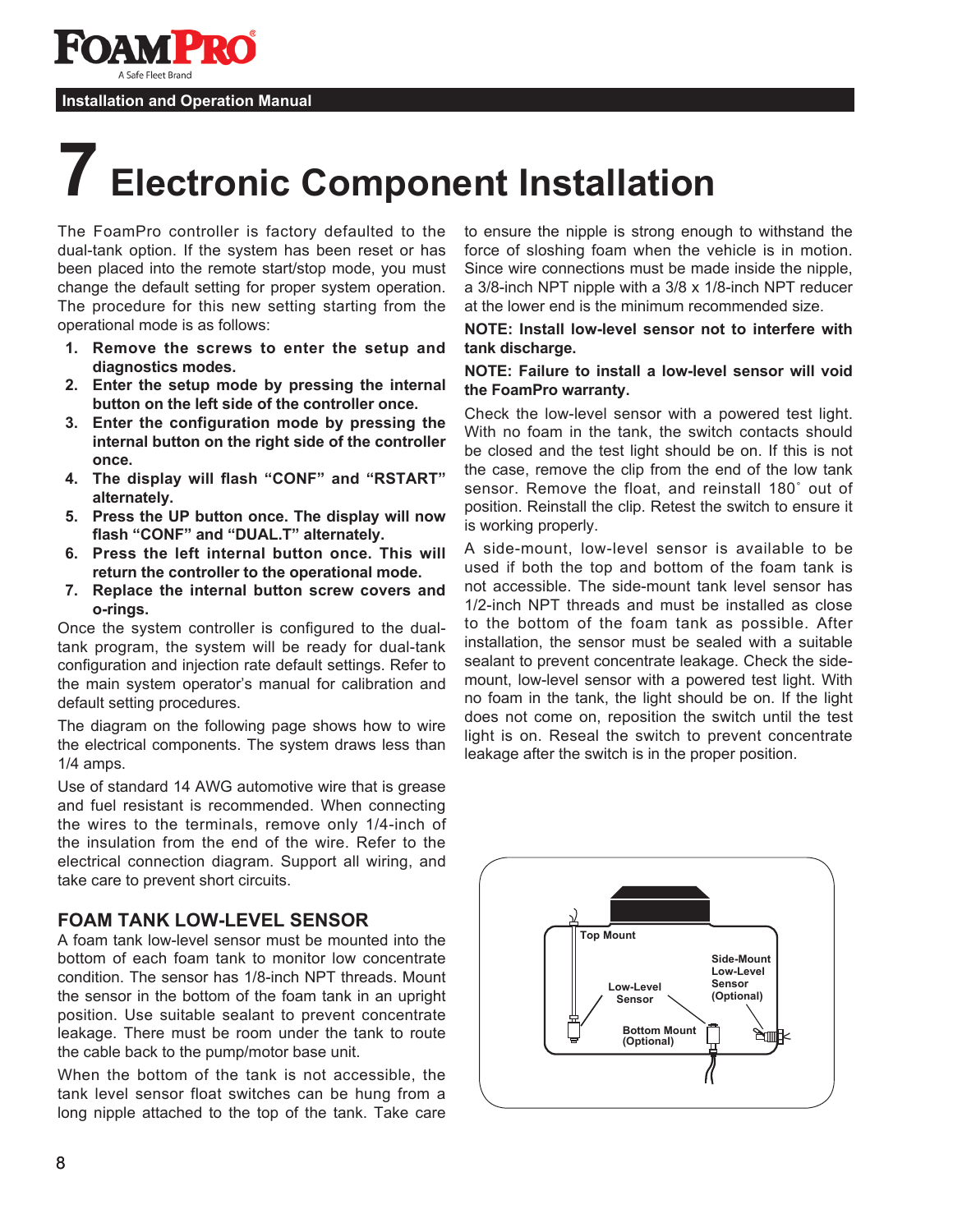# 7 Electronic Component Installation

The FoamPro controller is factory defaulted to the dual-tank option. If the system has been reset or has been placed into the remote start/stop mode, you must change the default setting for proper system operation. The procedure for this new setting starting from the operational mode is as follows:

1. **Remove the screws to enter the setup and diagnostics modes.**
2. **Enter the setup mode by pressing the internal button on the left side of the controller once.**
3. **Enter the configuration mode by pressing the internal button on the right side of the controller once.**
4. **The display will flash “CONF” and “RSTART” alternately.**
5. **Press the UP button once. The display will now flash “CONF” and “DUAL.T” alternately.**
6. **Press the left internal button once. This will return the controller to the operational mode.**
7. **Replace the internal button screw covers and o-rings.**

Once the system controller is configured to the dual-tank program, the system will be ready for dual-tank configuration and injection rate default settings. Refer to the main system operator’s manual for calibration and default setting procedures.

The diagram on the following page shows how to wire the electrical components. The system draws less than 1/4 amps.

Use of standard 14 AWG automotive wire that is grease and fuel resistant is recommended. When connecting the wires to the terminals, remove only 1/4-inch of the insulation from the end of the wire. Refer to the electrical connection diagram. Support all wiring, and take care to prevent short circuits.

## FOAM TANK LOW-LEVEL SENSOR

A foam tank low-level sensor must be mounted into the bottom of each foam tank to monitor low concentrate condition. The sensor has 1/8-inch NPT threads. Mount the sensor in the bottom of the foam tank in an upright position. Use suitable sealant to prevent concentrate leakage. There must be room under the tank to route the cable back to the pump/motor base unit.

When the bottom of the tank is not accessible, the tank level sensor float switches can be hung from a long nipple attached to the top of the tank. Take care to ensure the nipple is strong enough to withstand the force of sloshing foam when the vehicle is in motion. Since wire connections must be made inside the nipple, a 3/8-inch NPT nipple with a 3/8 x 1/8-inch NPT reducer at the lower end is the minimum recommended size.

**NOTE: Install low-level sensor not to interfere with tank discharge.**

**NOTE: Failure to install a low-level sensor will void the FoamPro warranty.**

Check the low-level sensor with a powered test light. With no foam in the tank, the switch contacts should be closed and the test light should be on. If this is not the case, remove the clip from the end of the low tank sensor. Remove the float, and reinstall 180˚ out of position. Reinstall the clip. Retest the switch to ensure it is working properly.

A side-mount, low-level sensor is available to be used if both the top and bottom of the foam tank is not accessible. The side-mount tank level sensor has 1/2-inch NPT threads and must be installed as close to the bottom of the foam tank as possible. After installation, the sensor must be sealed with a suitable sealant to prevent concentrate leakage. Check the side-mount, low-level sensor with a powered test light. With no foam in the tank, the light should be on. If the light does not come on, reposition the switch until the test light is on. Reseal the switch to prevent concentrate leakage after the switch is in the proper position.

Top Mount | Low-Level Sensor | Bottom Mount (Optional) | Side-Mount Low-Level Sensor (Optional)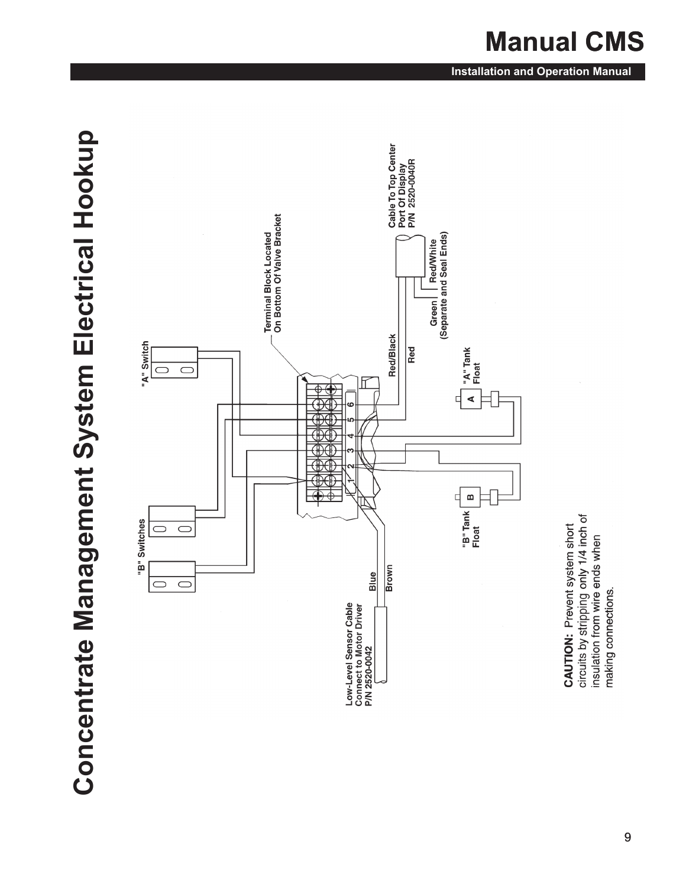# Concentrate Management System Electrical Hookup

"A" Switch

"B" Switches

Terminal Block Located On Bottom Of Valve Bracket

Cable To Top Center Port Of Display P/N 2520-0040R

Red/Black

Red

Green

Red/White

(Separate and Seal Ends)

"A" Tank Float

"B" Tank Float

Low-Level Sensor Cable Connect to Motor Driver P/N 2520-0042

Blue

Brown

**CAUTION:** Prevent system short circuits by stripping only 1/4 inch of insulation from wire ends when making connections.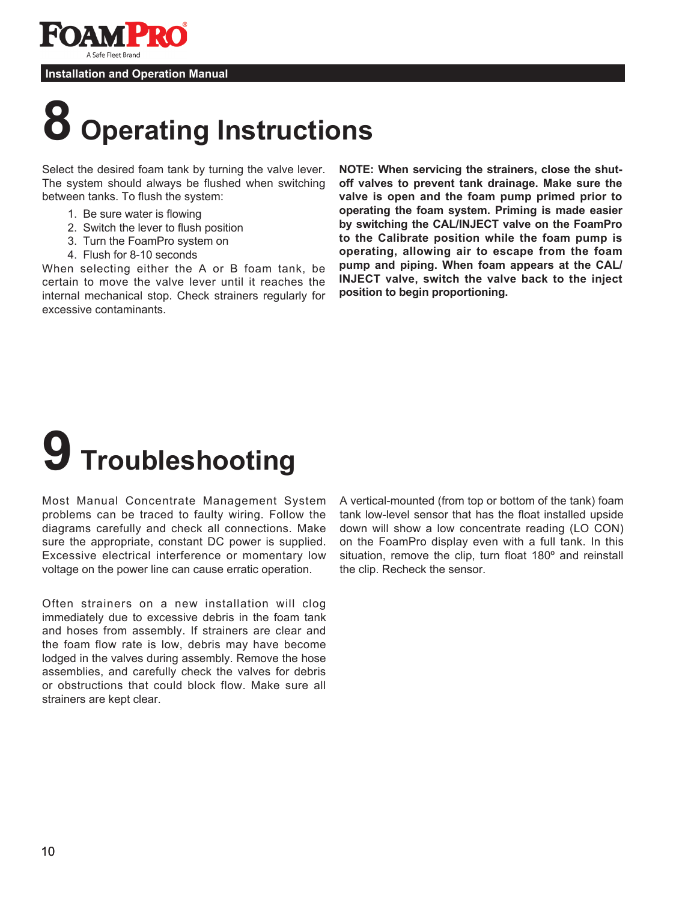# 8 Operating Instructions

Select the desired foam tank by turning the valve lever. The system should always be flushed when switching between tanks. To flush the system:

1. Be sure water is flowing
2. Switch the lever to flush position
3. Turn the FoamPro system on
4. Flush for 8-10 seconds

When selecting either the A or B foam tank, be certain to move the valve lever until it reaches the internal mechanical stop. Check strainers regularly for excessive contaminants.

**NOTE: When servicing the strainers, close the shut-off valves to prevent tank drainage. Make sure the valve is open and the foam pump primed prior to operating the foam system. Priming is made easier by switching the CAL/INJECT valve on the FoamPro to the Calibrate position while the foam pump is operating, allowing air to escape from the foam pump and piping. When foam appears at the CAL/INJECT valve, switch the valve back to the inject position to begin proportioning.**

# 9 Troubleshooting

Most Manual Concentrate Management System problems can be traced to faulty wiring. Follow the diagrams carefully and check all connections. Make sure the appropriate, constant DC power is supplied. Excessive electrical interference or momentary low voltage on the power line can cause erratic operation.

Often strainers on a new installation will clog immediately due to excessive debris in the foam tank and hoses from assembly. If strainers are clear and the foam flow rate is low, debris may have become lodged in the valves during assembly. Remove the hose assemblies, and carefully check the valves for debris or obstructions that could block flow. Make sure all strainers are kept clear.

A vertical-mounted (from top or bottom of the tank) foam tank low-level sensor that has the float installed upside down will show a low concentrate reading (LO CON) on the FoamPro display even with a full tank. In this situation, remove the clip, turn float 180º and reinstall the clip. Recheck the sensor.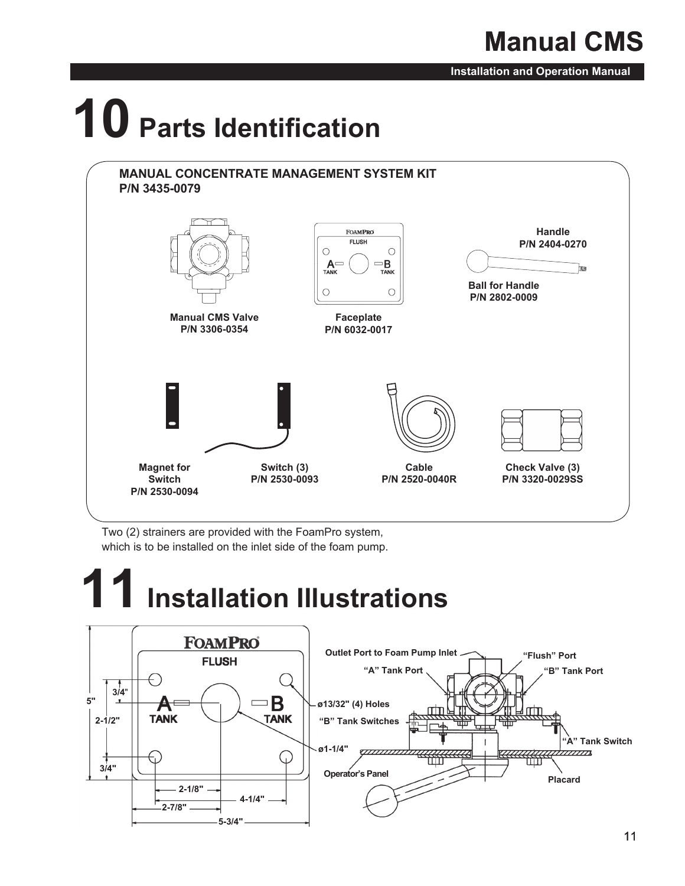# 10 Parts Identification

**MANUAL CONCENTRATE MANAGEMENT SYSTEM KIT**
**P/N 3435-0079**

**Manual CMS Valve**
**P/N 3306-0354**

**Faceplate**
**P/N 6032-0017**

**Handle**
**P/N 2404-0270**

**Ball for Handle**
**P/N 2802-0009**

**Magnet for Switch**
**P/N 2530-0094**

**Switch (3)**
**P/N 2530-0093**

**Cable**
**P/N 2520-0040R**

**Check Valve (3)**
**P/N 3320-0029SS**

Two (2) strainers are provided with the FoamPro system, which is to be installed on the inlet side of the foam pump.

# 11 Installation Illustrations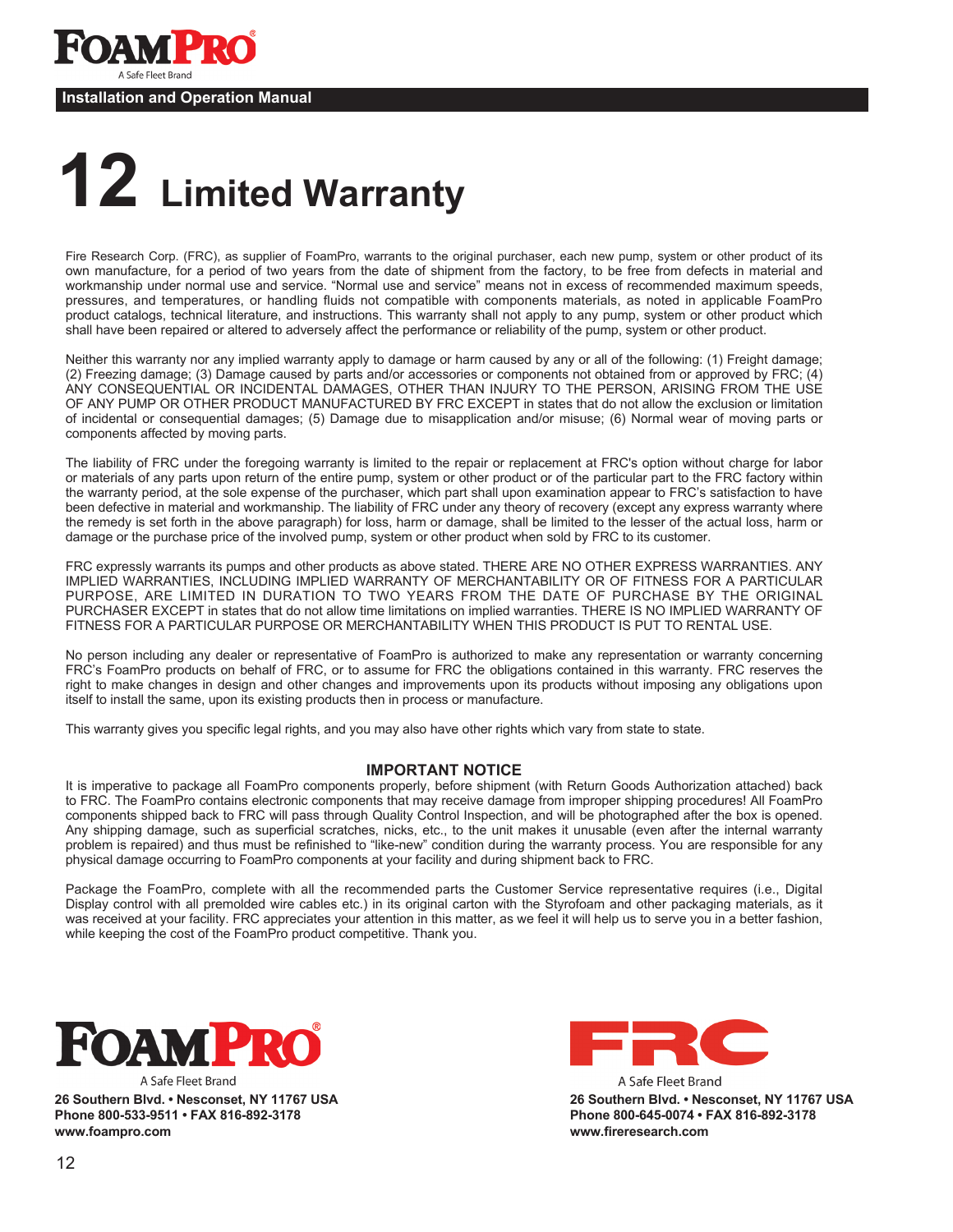# 12 Limited Warranty

Fire Research Corp. (FRC), as supplier of FoamPro, warrants to the original purchaser, each new pump, system or other product of its own manufacture, for a period of two years from the date of shipment from the factory, to be free from defects in material and workmanship under normal use and service. “Normal use and service” means not in excess of recommended maximum speeds, pressures, and temperatures, or handling fluids not compatible with components materials, as noted in applicable FoamPro product catalogs, technical literature, and instructions. This warranty shall not apply to any pump, system or other product which shall have been repaired or altered to adversely affect the performance or reliability of the pump, system or other product.

Neither this warranty nor any implied warranty apply to damage or harm caused by any or all of the following: (1) Freight damage; (2) Freezing damage; (3) Damage caused by parts and/or accessories or components not obtained from or approved by FRC; (4) ANY CONSEQUENTIAL OR INCIDENTAL DAMAGES, OTHER THAN INJURY TO THE PERSON, ARISING FROM THE USE OF ANY PUMP OR OTHER PRODUCT MANUFACTURED BY FRC EXCEPT in states that do not allow the exclusion or limitation of incidental or consequential damages; (5) Damage due to misapplication and/or misuse; (6) Normal wear of moving parts or components affected by moving parts.

The liability of FRC under the foregoing warranty is limited to the repair or replacement at FRC's option without charge for labor or materials of any parts upon return of the entire pump, system or other product or of the particular part to the FRC factory within the warranty period, at the sole expense of the purchaser, which part shall upon examination appear to FRC’s satisfaction to have been defective in material and workmanship. The liability of FRC under any theory of recovery (except any express warranty where the remedy is set forth in the above paragraph) for loss, harm or damage, shall be limited to the lesser of the actual loss, harm or damage or the purchase price of the involved pump, system or other product when sold by FRC to its customer.

FRC expressly warrants its pumps and other products as above stated. THERE ARE NO OTHER EXPRESS WARRANTIES. ANY IMPLIED WARRANTIES, INCLUDING IMPLIED WARRANTY OF MERCHANTABILITY OR OF FITNESS FOR A PARTICULAR PURPOSE, ARE LIMITED IN DURATION TO TWO YEARS FROM THE DATE OF PURCHASE BY THE ORIGINAL PURCHASER EXCEPT in states that do not allow time limitations on implied warranties. THERE IS NO IMPLIED WARRANTY OF FITNESS FOR A PARTICULAR PURPOSE OR MERCHANTABILITY WHEN THIS PRODUCT IS PUT TO RENTAL USE.

No person including any dealer or representative of FoamPro is authorized to make any representation or warranty concerning FRC’s FoamPro products on behalf of FRC, or to assume for FRC the obligations contained in this warranty. FRC reserves the right to make changes in design and other changes and improvements upon its products without imposing any obligations upon itself to install the same, upon its existing products then in process or manufacture.

This warranty gives you specific legal rights, and you may also have other rights which vary from state to state.

### IMPORTANT NOTICE

It is imperative to package all FoamPro components properly, before shipment (with Return Goods Authorization attached) back to FRC. The FoamPro contains electronic components that may receive damage from improper shipping procedures! All FoamPro components shipped back to FRC will pass through Quality Control Inspection, and will be photographed after the box is opened. Any shipping damage, such as superficial scratches, nicks, etc., to the unit makes it unusable (even after the internal warranty problem is repaired) and thus must be refinished to “like-new” condition during the warranty process. You are responsible for any physical damage occurring to FoamPro components at your facility and during shipment back to FRC.

Package the FoamPro, complete with all the recommended parts the Customer Service representative requires (i.e., Digital Display control with all premolded wire cables etc.) in its original carton with the Styrofoam and other packaging materials, as it was received at your facility. FRC appreciates your attention in this matter, as we feel it will help us to serve you in a better fashion, while keeping the cost of the FoamPro product competitive. Thank you.

FoamPro
A Safe Fleet Brand
**26 Southern Blvd. • Nesconset, NY 11767 USA**
**Phone 800-533-9511 • FAX 816-892-3178**
**www.foampro.com**

FRC
A Safe Fleet Brand
**26 Southern Blvd. • Nesconset, NY 11767 USA**
**Phone 800-645-0074 • FAX 816-892-3178**
**www.fireresearch.com**